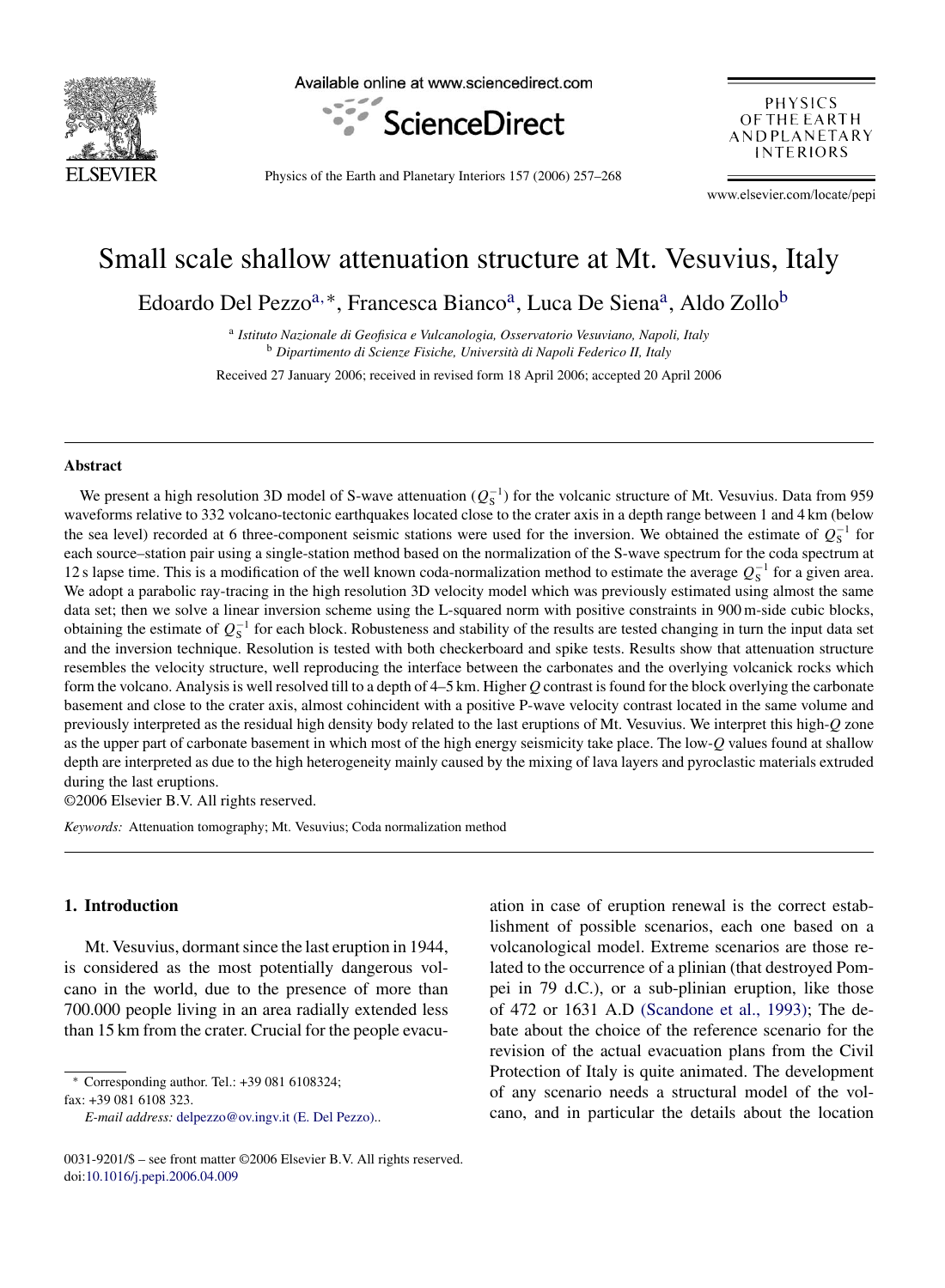# Small scale shallow attenuation structure at Mt. Vesuvius, Italy

Edoardo Del Pezzo[a,*], Francesca Bianco[a], Luca De Siena[a], Aldo Zollo[b]

[a] *Istituto Nazionale de Geofisica e Vulcanologia, Osservatorio Vesuviano, Napoli, Italy*
[b] *Dipartimento di Scienze Fisiche, Università di Napoli Federico II, Italy*

Received 27 January 2006; received in revised form 18 April 2006; accepted 20 April 2006

---

## Abstract

We present a high resolution 3D model of S-wave attenuation ($Q_S^{-1}$) for the volcanic structure of Mt. Vesuvius. Data from 959 waveforms relative to 332 volcano-tectonic earthquakes located close to the crater axis in a depth range between 1 and 4 km (below the sea level) recorded at 6 three-component seismic stations were used for the inversion. We obtained the estimate of $Q_S^{-1}$ for each source–station pair using a single-station method based on the normalization of the S-wave spectrum for the coda spectrum at 12 s lapse time. This is a modification of the well known coda-normalization method to estimate the average $Q_S^{-1}$ for a given area. We adopt a parabolic ray-tracing in the high resolution 3D velocity model which was previously estimated using almost the same data set; then we solve a linear inversion scheme using the L-squared norm with positive constraints in 900 m-side cubic blocks, obtaining the estimate of $Q_S^{-1}$ for each block. Robusteness and stability of the results are tested changing in turn the input data set and the inversion technique. Resolution is tested with both checkerboard and spike tests. Results show that attenuation structure resembles the velocity structure, well reproducing the interface between the carbonates and the overlying volcanick rocks which form the volcano. Analysis is well resolved till to a depth of 4–5 km. Higher $Q$ contrast is found for the block overlying the carbonate basement and close to the crater axis, almost cohincident with a positive P-wave velocity contrast located in the same volume and previously interpreted as the residual high density body related to the last eruptions of Mt. Vesuvius. We interpret this high-$Q$ zone as the upper part of carbonate basement in which most of the high energy seismicity take place. The low-$Q$ values found at shallow depth are interpreted as due to the high heterogeneity mainly caused by the mixing of lava layers and pyroclastic materials extruded during the last eruptions.

©2006 Elsevier B.V. All rights reserved.

*Keywords:* Attenuation tomography; Mt. Vesuvius; Coda normalization method

---

## 1. Introduction

Mt. Vesuvius, dormant since the last eruption in 1944, is considered as the most potentially dangerous volcano in the world, due to the presence of more than 700.000 people living in an area radially extended less than 15 km from the crater. Crucial for the people evacuation in case of eruption renewal is the correct establishment of possible scenarios, each one based on a volcanological model. Extreme scenarios are those related to the occurrence of a plinian (that destroyed Pompei in 79 d.C.), or a sub-plinian eruption, like those of 472 or 1631 A.D (Scandone et al., 1993); The debate about the choice of the reference scenario for the revision of the actual evacuation plans from the Civil Protection of Italy is quite animated. The development of any scenario needs a structural model of the volcano, and in particular the details about the location

---

\* Corresponding author. Tel.: +39 081 6108324; fax: +39 081 6108 323.
*E-mail address:* delpezzo@ov.ingv.it (E. Del Pezzo)..

0031-9201/$ – see front matter ©2006 Elsevier B.V. All rights reserved.
doi:10.1016/j.pepi.2006.04.009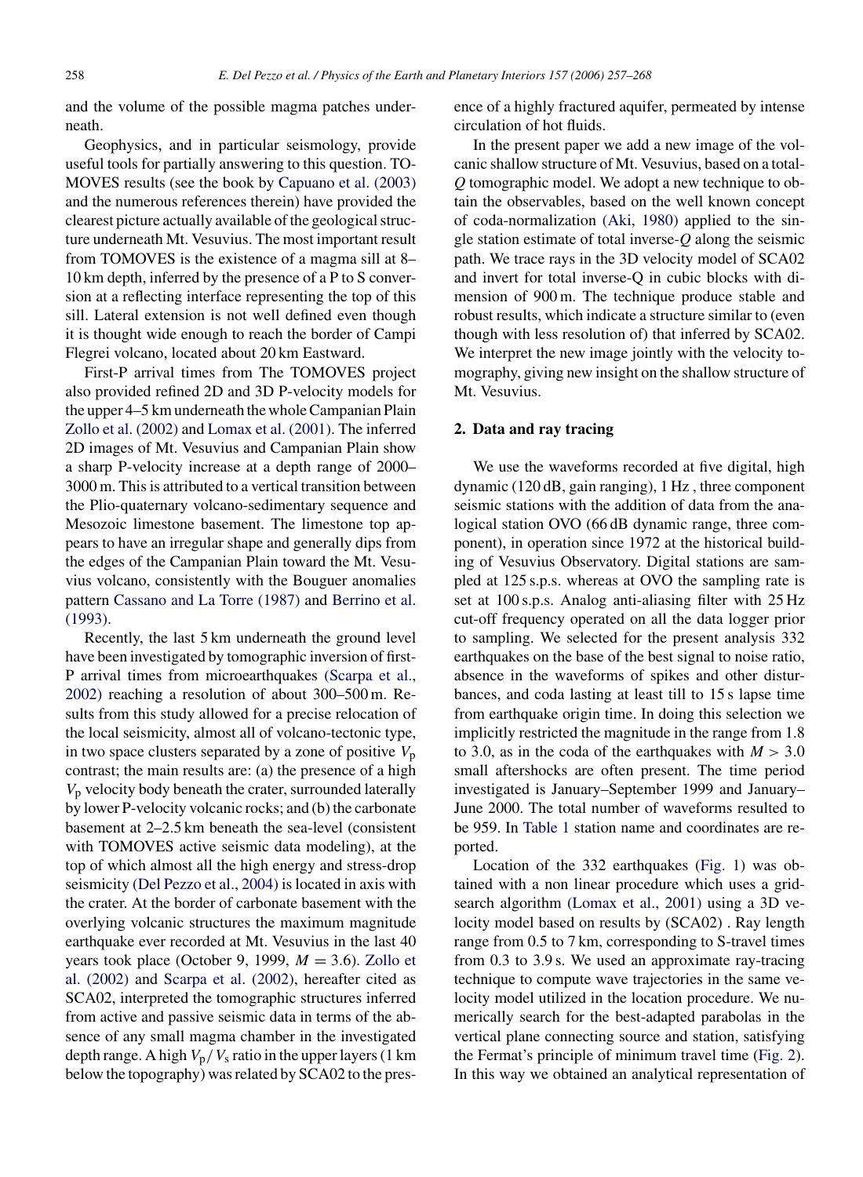and the volume of the possible magma patches underneath.

Geophysics, and in particular seismology, provide useful tools for partially answering to this question. TOMOVES results (see the book by Capuano et al. (2003) and the numerous references therein) have provided the clearest picture actually available of the geological structure underneath Mt. Vesuvius. The most important result from TOMOVES is the existence of a magma sill at 8–10 km depth, inferred by the presence of a P to S conversion at a reflecting interface representing the top of this sill. Lateral extension is not well defined even though it is thought wide enough to reach the border of Campi Flegrei volcano, located about 20 km Eastward.

First-P arrival times from The TOMOVES project also provided refined 2D and 3D P-velocity models for the upper 4–5 km underneath the whole Campanian Plain Zollo et al. (2002) and Lomax et al. (2001). The inferred 2D images of Mt. Vesuvius and Campanian Plain show a sharp P-velocity increase at a depth range of 2000–3000 m. This is attributed to a vertical transition between the Plio-quaternary volcano-sedimentary sequence and Mesozoic limestone basement. The limestone top appears to have an irregular shape and generally dips from the edges of the Campanian Plain toward the Mt. Vesuvius volcano, consistently with the Bouguer anomalies pattern Cassano and La Torre (1987) and Berrino et al. (1993).

Recently, the last 5 km underneath the ground level have been investigated by tomographic inversion of first-P arrival times from microearthquakes (Scarpa et al., 2002) reaching a resolution of about 300–500 m. Results from this study allowed for a precise relocation of the local seismicity, almost all of volcano-tectonic type, in two space clusters separated by a zone of positive $V_p$ contrast; the main results are: (a) the presence of a high $V_p$ velocity body beneath the crater, surrounded laterally by lower P-velocity volcanic rocks; and (b) the carbonate basement at 2–2.5 km beneath the sea-level (consistent with TOMOVES active seismic data modeling), at the top of which almost all the high energy and stress-drop seismicity (Del Pezzo et al., 2004) is located in axis with the crater. At the border of carbonate basement with the overlying volcanic structures the maximum magnitude earthquake ever recorded at Mt. Vesuvius in the last 40 years took place (October 9, 1999, $M = 3.6$). Zollo et al. (2002) and Scarpa et al. (2002), hereafter cited as SCA02, interpreted the tomographic structures inferred from active and passive seismic data in terms of the absence of any small magma chamber in the investigated depth range. A high $V_p/V_s$ ratio in the upper layers (1 km below the topography) was related by SCA02 to the presence of a highly fractured aquifer, permeated by intense circulation of hot fluids.

In the present paper we add a new image of the volcanic shallow structure of Mt. Vesuvius, based on a total-$Q$ tomographic model. We adopt a new technique to obtain the observables, based on the well known concept of coda-normalization (Aki, 1980) applied to the single station estimate of total inverse-$Q$ along the seismic path. We trace rays in the 3D velocity model of SCA02 and invert for total inverse-Q in cubic blocks with dimension of 900 m. The technique produce stable and robust results, which indicate a structure similar to (even though with less resolution of) that inferred by SCA02. We interpret the new image jointly with the velocity tomography, giving new insight on the shallow structure of Mt. Vesuvius.

## 2. Data and ray tracing

We use the waveforms recorded at five digital, high dynamic (120 dB, gain ranging), 1 Hz , three component seismic stations with the addition of data from the analogical station OVO (66 dB dynamic range, three component), in operation since 1972 at the historical building of Vesuvius Observatory. Digital stations are sampled at 125 s.p.s. whereas at OVO the sampling rate is set at 100 s.p.s. Analog anti-aliasing filter with 25 Hz cut-off frequency operated on all the data logger prior to sampling. We selected for the present analysis 332 earthquakes on the base of the best signal to noise ratio, absence in the waveforms of spikes and other disturbances, and coda lasting at least till to 15 s lapse time from earthquake origin time. In doing this selection we implicitly restricted the magnitude in the range from 1.8 to 3.0, as in the coda of the earthquakes with $M > 3.0$ small aftershocks are often present. The time period investigated is January–September 1999 and January–June 2000. The total number of waveforms resulted to be 959. In Table 1 station name and coordinates are reported.

Location of the 332 earthquakes (Fig. 1) was obtained with a non linear procedure which uses a grid-search algorithm (Lomax et al., 2001) using a 3D velocity model based on results by (SCA02) . Ray length range from 0.5 to 7 km, corresponding to S-travel times from 0.3 to 3.9 s. We used an approximate ray-tracing technique to compute wave trajectories in the same velocity model utilized in the location procedure. We numerically search for the best-adapted parabolas in the vertical plane connecting source and station, satisfying the Fermat's principle of minimum travel time (Fig. 2). In this way we obtained an analytical representation of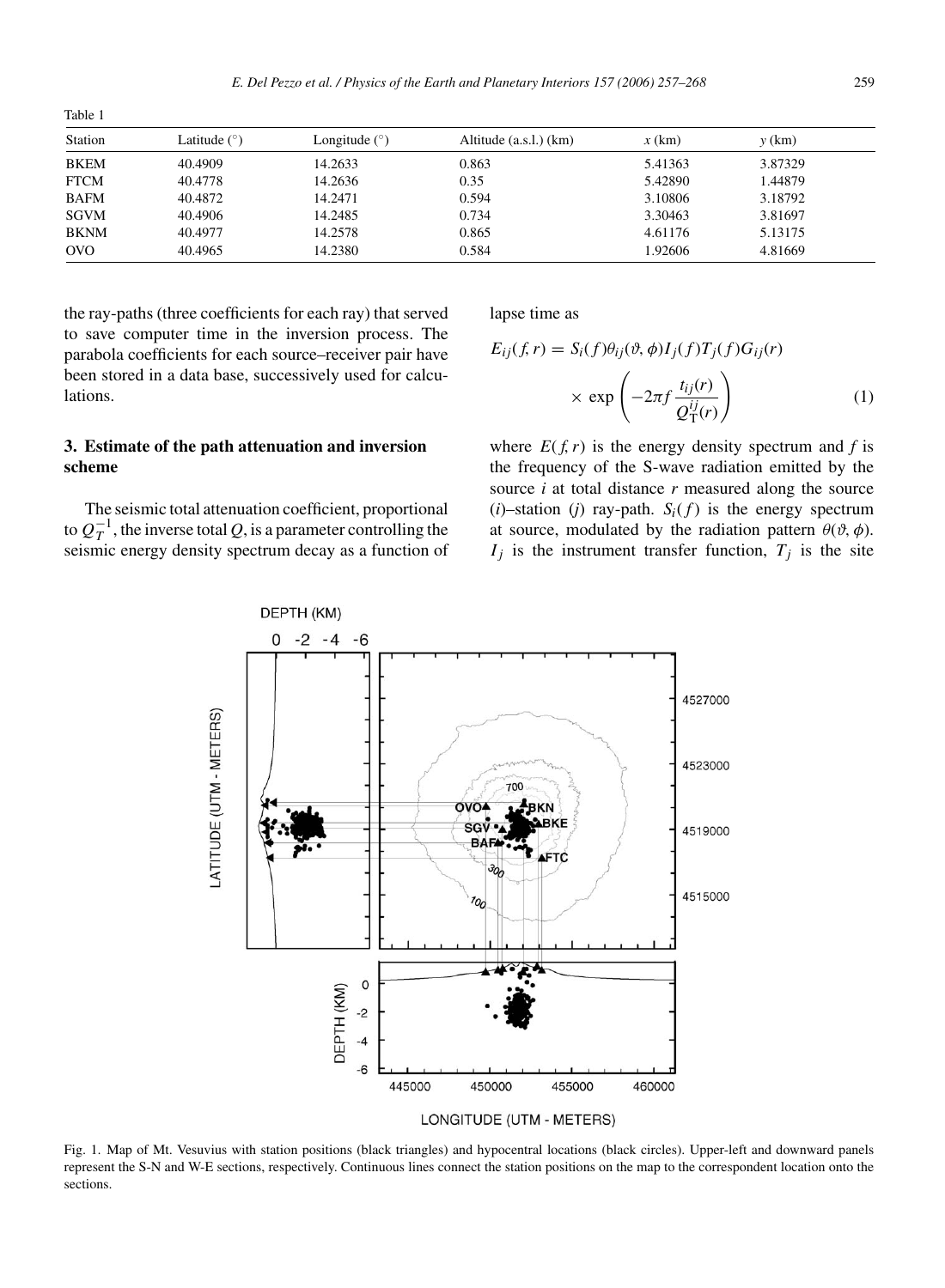Table 1

| Station | Latitude (°) | Longitude (°) | Altitude (a.s.l.) (km) | $x$ (km) | $y$ (km) |
|---|---|---|---|---|---|
| BKEM | 40.4909 | 14.2633 | 0.863 | 5.41363 | 3.87329 |
| FTCM | 40.4778 | 14.2636 | 0.35 | 5.42890 | 1.44879 |
| BAFM | 40.4872 | 14.2471 | 0.594 | 3.10806 | 3.18792 |
| SGVM | 40.4906 | 14.2485 | 0.734 | 3.30463 | 3.81697 |
| BKNM | 40.4977 | 14.2578 | 0.865 | 4.61176 | 5.13175 |
| OVO | 40.4965 | 14.2380 | 0.584 | 1.92606 | 4.81669 |

the ray-paths (three coefficients for each ray) that served to save computer time in the inversion process. The parabola coefficients for each source–receiver pair have been stored in a data base, successively used for calculations.

## 3. Estimate of the path attenuation and inversion scheme

The seismic total attenuation coefficient, proportional to $Q_T^{-1}$, the inverse total $Q$, is a parameter controlling the seismic energy density spectrum decay as a function of lapse time as

$$E_{ij}(f, r) = S_i(f)\theta_{ij}(\vartheta, \phi)I_j(f)T_j(f)G_{ij}(r) \times \exp\left(-2\pi f \frac{t_{ij}(r)}{Q_{\mathrm{T}}^{ij}(r)}\right) \quad (1)$$

where $E(f, r)$ is the energy density spectrum and $f$ is the frequency of the S-wave radiation emitted by the source $i$ at total distance $r$ measured along the source ($i$)–station ($j$) ray-path. $S_i(f)$ is the energy spectrum at source, modulated by the radiation pattern $\theta(\vartheta, \phi)$. $I_j$ is the instrument transfer function, $T_j$ is the site

Fig. 1. Map of Mt. Vesuvius with station positions (black triangles) and hypocentral locations (black circles). Upper-left and downward panels represent the S-N and W-E sections, respectively. Continuous lines connect the station positions on the map to the correspondent location onto the sections.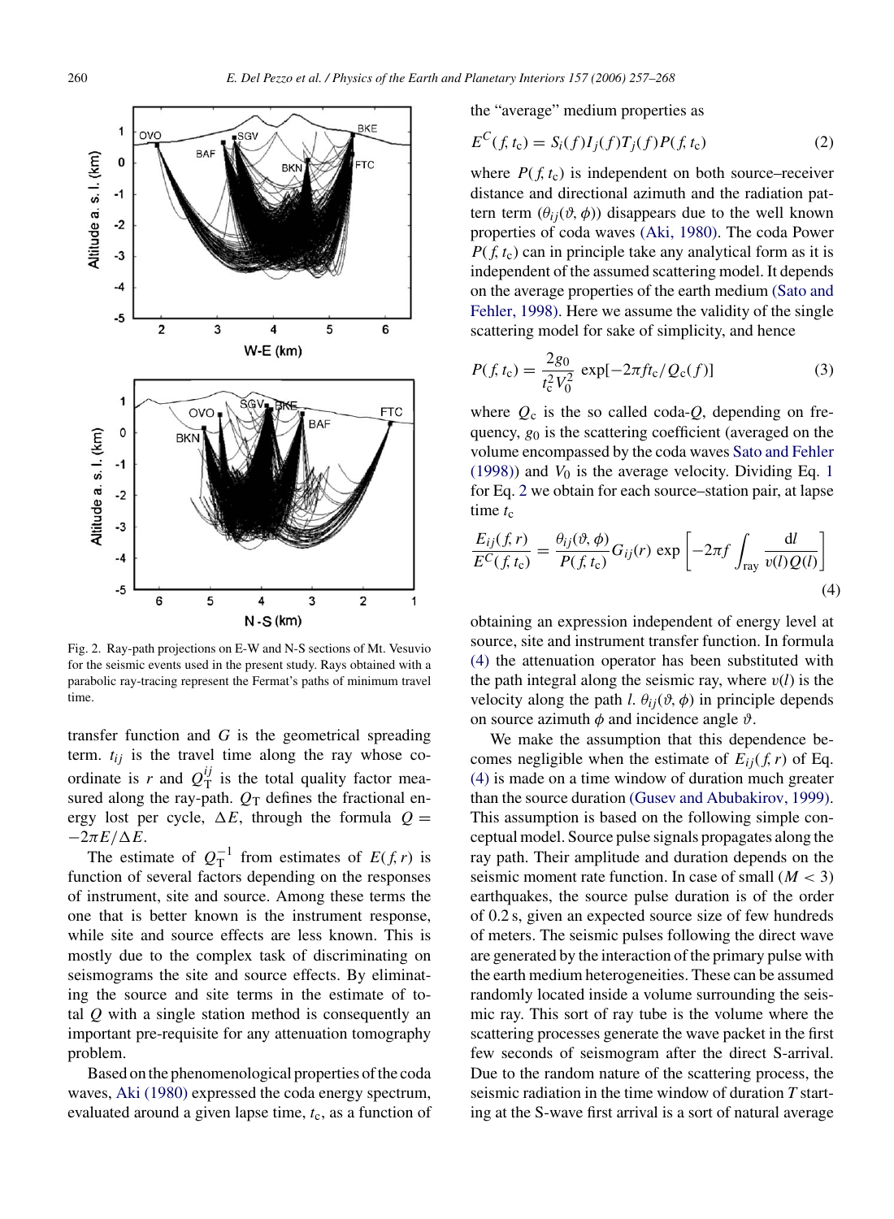Fig. 2. Ray-path projections on E-W and N-S sections of Mt. Vesuvio for the seismic events used in the present study. Rays obtained with a parabolic ray-tracing represent the Fermat's paths of minimum travel time.

transfer function and $G$ is the geometrical spreading term. $t_{ij}$ is the travel time along the ray whose coordinate is $r$ and $Q_T^{ij}$ is the total quality factor measured along the ray-path. $Q_T$ defines the fractional energy lost per cycle, $\Delta E$, through the formula $Q = -2\pi E/\Delta E$.

The estimate of $Q_T^{-1}$ from estimates of $E(f, r)$ is function of several factors depending on the responses of instrument, site and source. Among these terms the one that is better known is the instrument response, while site and source effects are less known. This is mostly due to the complex task of discriminating on seismograms the site and source effects. By eliminating the source and site terms in the estimate of total $Q$ with a single station method is consequently an important pre-requisite for any attenuation tomography problem.

Based on the phenomenological properties of the coda waves, Aki (1980) expressed the coda energy spectrum, evaluated around a given lapse time, $t_c$, as a function of the "average" medium properties as

$$E^C(f, t_c) = S_i(f) I_j(f) T_j(f) P(f, t_c) \tag{2}$$

where $P(f, t_c)$ is independent on both source–receiver distance and directional azimuth and the radiation pattern term ($\theta_{ij}(\vartheta, \phi)$) disappears due to the well known properties of coda waves (Aki, 1980). The coda Power $P(f, t_c)$ can in principle take any analytical form as it is independent of the assumed scattering model. It depends on the average properties of the earth medium (Sato and Fehler, 1998). Here we assume the validity of the single scattering model for sake of simplicity, and hence

$$P(f, t_c) = \frac{2g_0}{t_c^2 V_0^2} \exp[-2\pi f t_c / Q_c(f)] \tag{3}$$

where $Q_c$ is the so called coda-$Q$, depending on frequency, $g_0$ is the scattering coefficient (averaged on the volume encompassed by the coda waves Sato and Fehler (1998)) and $V_0$ is the average velocity. Dividing Eq. 1 for Eq. 2 we obtain for each source–station pair, at lapse time $t_c$

$$\frac{E_{ij}(f, r)}{E^C(f, t_c)} = \frac{\theta_{ij}(\vartheta, \phi)}{P(f, t_c)} G_{ij}(r) \exp\left[-2\pi f \int_{\text{ray}} \frac{\mathrm{d}l}{v(l) Q(l)}\right] \tag{4}$$

obtaining an expression independent of energy level at source, site and instrument transfer function. In formula (4) the attenuation operator has been substituted with the path integral along the seismic ray, where $v(l)$ is the velocity along the path $l$. $\theta_{ij}(\vartheta, \phi)$ in principle depends on source azimuth $\phi$ and incidence angle $\vartheta$.

We make the assumption that this dependence becomes negligible when the estimate of $E_{ij}(f, r)$ of Eq. (4) is made on a time window of duration much greater than the source duration (Gusev and Abubakirov, 1999). This assumption is based on the following simple conceptual model. Source pulse signals propagates along the ray path. Their amplitude and duration depends on the seismic moment rate function. In case of small ($M < 3$) earthquakes, the source pulse duration is of the order of 0.2 s, given an expected source size of few hundreds of meters. The seismic pulses following the direct wave are generated by the interaction of the primary pulse with the earth medium heterogeneities. These can be assumed randomly located inside a volume surrounding the seismic ray. This sort of ray tube is the volume where the scattering processes generate the wave packet in the first few seconds of seismogram after the direct S-arrival. Due to the random nature of the scattering process, the seismic radiation in the time window of duration $T$ starting at the S-wave first arrival is a sort of natural average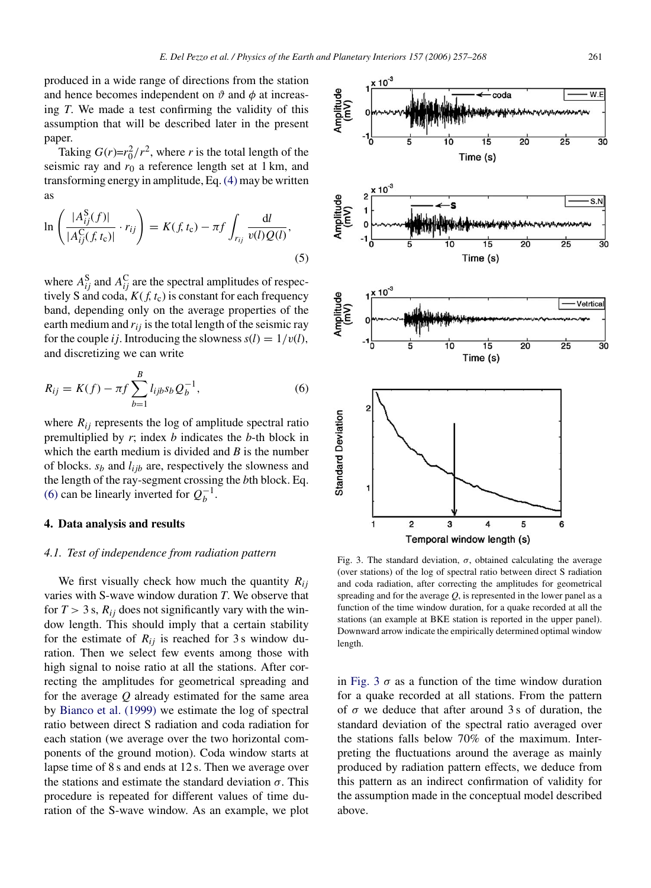produced in a wide range of directions from the station and hence becomes independent on $\vartheta$ and $\phi$ at increasing $T$. We made a test confirming the validity of this assumption that will be described later in the present paper.

Taking $G(r)=r_0^2/r^2$, where $r$ is the total length of the seismic ray and $r_0$ a reference length set at 1 km, and transforming energy in amplitude, Eq. (4) may be written as

$$\ln\left(\frac{|A_{ij}^{\mathrm{S}}(f)|}{|A_{ij}^{\mathrm{C}}(f, t_{\mathrm{c}})|}\cdot r_{ij}\right) = K(f, t_{\mathrm{c}}) - \pi f \int_{r_{ij}} \frac{\mathrm{d}l}{v(l)Q(l)}, \tag{5}$$

where $A_{ij}^{\mathrm{S}}$ and $A_{ij}^{\mathrm{C}}$ are the spectral amplitudes of respectively S and coda, $K(f, t_{\mathrm{c}})$ is constant for each frequency band, depending only on the average properties of the earth medium and $r_{ij}$ is the total length of the seismic ray for the couple $ij$. Introducing the slowness $s(l) = 1/v(l)$, and discretizing we can write

$$R_{ij} = K(f) - \pi f \sum_{b=1}^{B} l_{ijb} s_b Q_b^{-1}, \tag{6}$$

where $R_{ij}$ represents the log of amplitude spectral ratio premultiplied by $r$; index $b$ indicates the $b$-th block in which the earth medium is divided and $B$ is the number of blocks. $s_b$ and $l_{ijb}$ are, respectively the slowness and the length of the ray-segment crossing the $b$th block. Eq. (6) can be linearly inverted for $Q_b^{-1}$.

## 4. Data analysis and results

### 4.1. Test of independence from radiation pattern

We first visually check how much the quantity $R_{ij}$ varies with S-wave window duration $T$. We observe that for $T > 3$ s, $R_{ij}$ does not significantly vary with the window length. This should imply that a certain stability for the estimate of $R_{ij}$ is reached for 3 s window duration. Then we select few events among those with high signal to noise ratio at all the stations. After correcting the amplitudes for geometrical spreading and for the average $Q$ already estimated for the same area by Bianco et al. (1999) we estimate the log of spectral ratio between direct S radiation and coda radiation for each station (we average over the two horizontal components of the ground motion). Coda window starts at lapse time of 8 s and ends at 12 s. Then we average over the stations and estimate the standard deviation $\sigma$. This procedure is repeated for different values of time duration of the S-wave window. As an example, we plot in Fig. 3 $\sigma$ as a function of the time window duration for a quake recorded at all stations. From the pattern of $\sigma$ we deduce that after around 3 s of duration, the standard deviation of the spectral ratio averaged over the stations falls below 70% of the maximum. Interpreting the fluctuations around the average as mainly produced by radiation pattern effects, we deduce from this pattern as an indirect confirmation of validity for the assumption made in the conceptual model described above.

Fig. 3. The standard deviation, $\sigma$, obtained calculating the average (over stations) of the log of spectral ratio between direct S radiation and coda radiation, after correcting the amplitudes for geometrical spreading and for the average $Q$, is represented in the lower panel as a function of the time window duration, for a quake recorded at all the stations (an example at BKE station is reported in the upper panel). Downward arrow indicate the empirically determined optimal window length.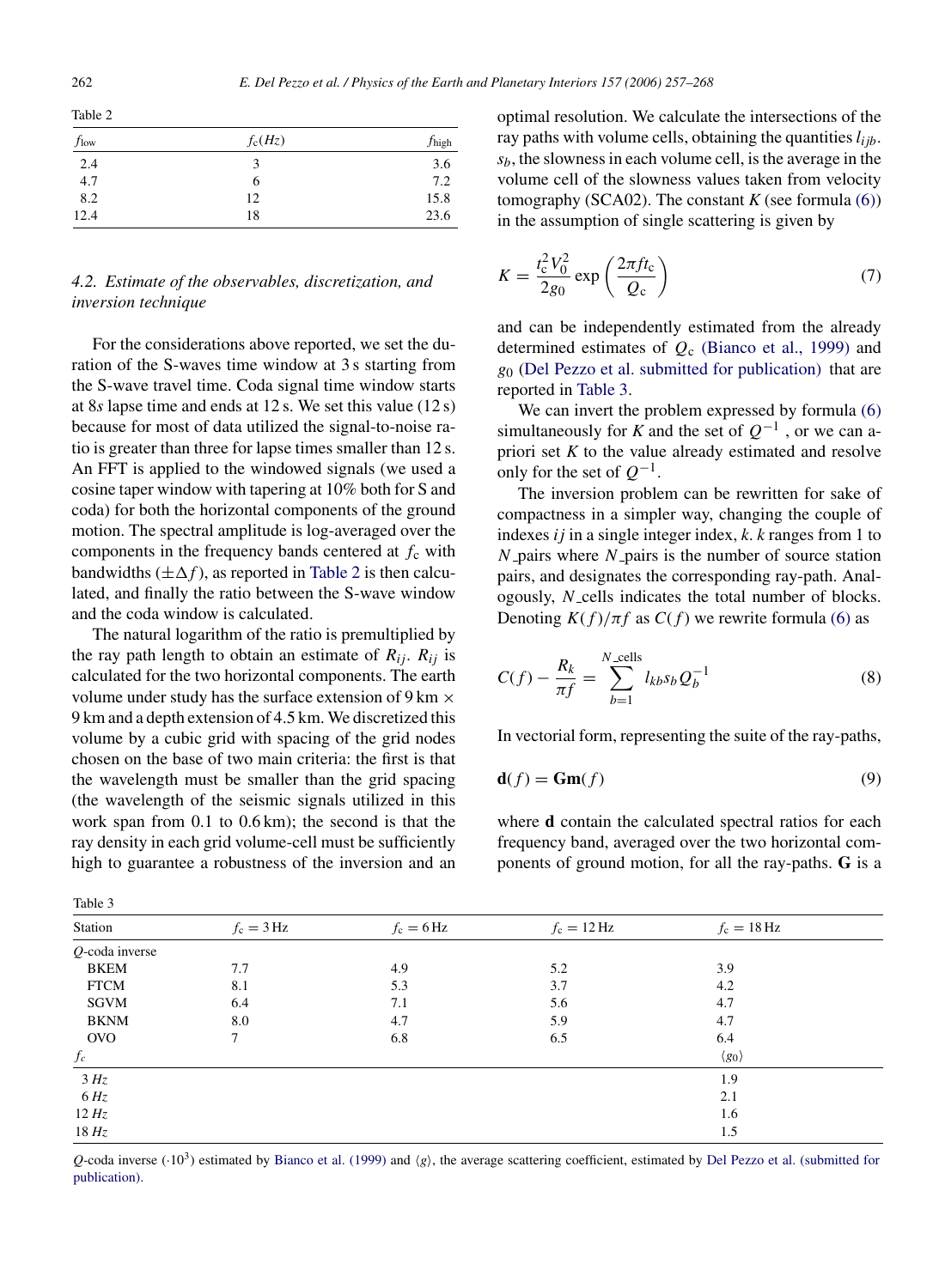Table 2

| $f_{low}$ | $f_c(Hz)$ | $f_{high}$ |
|---|---|---|
| 2.4 | 3 | 3.6 |
| 4.7 | 6 | 7.2 |
| 8.2 | 12 | 15.8 |
| 12.4 | 18 | 23.6 |

### 4.2. Estimate of the observables, discretization, and inversion technique

For the considerations above reported, we set the duration of the S-waves time window at 3 s starting from the S-wave travel time. Coda signal time window starts at 8*s* lapse time and ends at 12 s. We set this value (12 s) because for most of data utilized the signal-to-noise ratio is greater than three for lapse times smaller than 12 s. An FFT is applied to the windowed signals (we used a cosine taper window with tapering at 10% both for S and coda) for both the horizontal components of the ground motion. The spectral amplitude is log-averaged over the components in the frequency bands centered at $f_c$ with bandwidths ($\pm\Delta f$), as reported in Table 2 is then calculated, and finally the ratio between the S-wave window and the coda window is calculated.

The natural logarithm of the ratio is premultiplied by the ray path length to obtain an estimate of $R_{ij}$. $R_{ij}$ is calculated for the two horizontal components. The earth volume under study has the surface extension of 9 km × 9 km and a depth extension of 4.5 km. We discretized this volume by a cubic grid with spacing of the grid nodes chosen on the base of two main criteria: the first is that the wavelength must be smaller than the grid spacing (the wavelength of the seismic signals utilized in this work span from 0.1 to 0.6 km); the second is that the ray density in each grid volume-cell must be sufficiently high to guarantee a robustness of the inversion and an optimal resolution. We calculate the intersections of the ray paths with volume cells, obtaining the quantities $l_{ijb}$. $s_b$, the slowness in each volume cell, is the average in the volume cell of the slowness values taken from velocity tomography (SCA02). The constant $K$ (see formula (6)) in the assumption of single scattering is given by

$$K = \frac{t_c^2 V_0^2}{2g_0} \exp\left(\frac{2\pi f t_c}{Q_c}\right) \tag{7}$$

and can be independently estimated from the already determined estimates of $Q_c$ (Bianco et al., 1999) and $g_0$ (Del Pezzo et al. submitted for publication) that are reported in Table 3.

We can invert the problem expressed by formula (6) simultaneously for $K$ and the set of $Q^{-1}$, or we can a-priori set $K$ to the value already estimated and resolve only for the set of $Q^{-1}$.

The inversion problem can be rewritten for sake of compactness in a simpler way, changing the couple of indexes $ij$ in a single integer index, $k$. $k$ ranges from 1 to $N\_pairs$ where $N\_pairs$ is the number of source station pairs, and designates the corresponding ray-path. Analogously, $N\_cells$ indicates the total number of blocks. Denoting $K(f)/\pi f$ as $C(f)$ we rewrite formula (6) as

$$C(f) - \frac{R_k}{\pi f} = \sum_{b=1}^{N\_cells} l_{kb} s_b Q_b^{-1} \tag{8}$$

In vectorial form, representing the suite of the ray-paths,

$$\mathbf{d}(f) = \mathbf{G}\mathbf{m}(f) \tag{9}$$

where $\mathbf{d}$ contain the calculated spectral ratios for each frequency band, averaged over the two horizontal components of ground motion, for all the ray-paths. $\mathbf{G}$ is a

Table 3

| Station | $f_c = 3$ Hz | $f_c = 6$ Hz | $f_c = 12$ Hz | $f_c = 18$ Hz |
|---|---|---|---|---|
| *Q*-coda inverse | | | | |
| BKEM | 7.7 | 4.9 | 5.2 | 3.9 |
| FTCM | 8.1 | 5.3 | 3.7 | 4.2 |
| SGVM | 6.4 | 7.1 | 5.6 | 4.7 |
| BKNM | 8.0 | 4.7 | 5.9 | 4.7 |
| OVO | 7 | 6.8 | 6.5 | 6.4 |
| $f_c$ | | | | $\langle g_0 \rangle$ |
| 3 *Hz* | | | | 1.9 |
| 6 *Hz* | | | | 2.1 |
| 12 *Hz* | | | | 1.6 |
| 18 *Hz* | | | | 1.5 |

*Q*-coda inverse ($\cdot 10^3$) estimated by Bianco et al. (1999) and $\langle g \rangle$, the average scattering coefficient, estimated by Del Pezzo et al. (submitted for publication).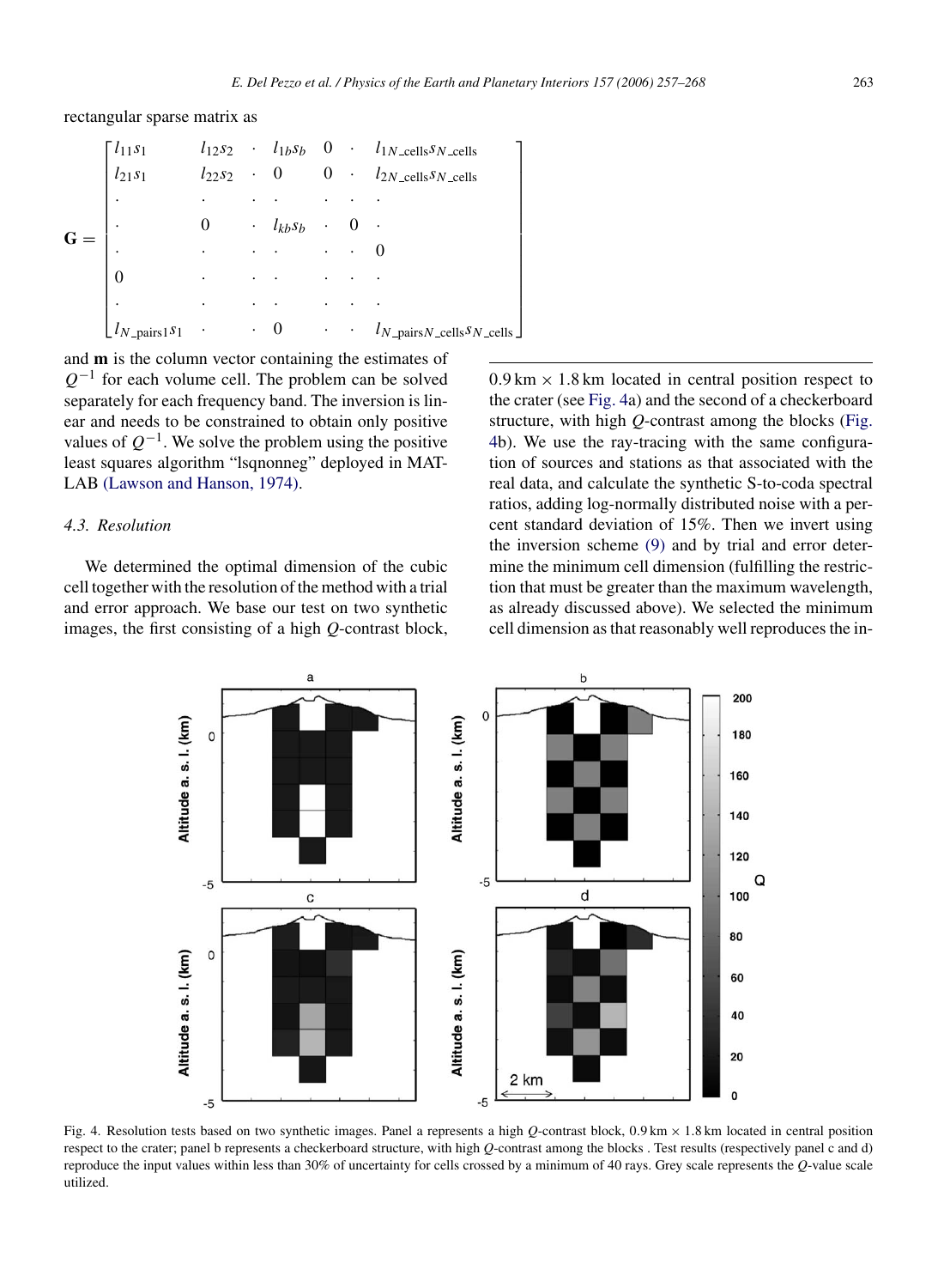rectangular sparse matrix as

$$
\mathbf{G} = \begin{bmatrix}
l_{11}s_1 & l_{12}s_2 & \cdot & l_{1b}s_b & 0 & \cdot & l_{1N\_\text{cells}}s_{N\_\text{cells}} \\
l_{21}s_1 & l_{22}s_2 & \cdot & 0 & 0 & \cdot & l_{2N\_\text{cells}}s_{N\_\text{cells}} \\
\cdot & \cdot & \cdot & \cdot & \cdot & \cdot & \cdot \\
\cdot & 0 & \cdot & l_{kb}s_b & \cdot & 0 & \cdot \\
\cdot & \cdot & \cdot & \cdot & \cdot & \cdot & 0 \\
0 & \cdot & \cdot & \cdot & \cdot & \cdot & \cdot \\
\cdot & \cdot & \cdot & \cdot & \cdot & \cdot & \cdot \\
l_{N\_\text{pairs}1}s_1 & \cdot & \cdot & 0 & \cdot & \cdot & l_{N\_\text{pairs}N\_\text{cells}}s_{N\_\text{cells}}
\end{bmatrix}
$$

and **m** is the column vector containing the estimates of $Q^{-1}$ for each volume cell. The problem can be solved separately for each frequency band. The inversion is linear and needs to be constrained to obtain only positive values of $Q^{-1}$. We solve the problem using the positive least squares algorithm "lsqnonneg" deployed in MATLAB (Lawson and Hanson, 1974).

### 4.3. Resolution

We determined the optimal dimension of the cubic cell together with the resolution of the method with a trial and error approach. We base our test on two synthetic images, the first consisting of a high $Q$-contrast block, 0.9 km × 1.8 km located in central position respect to the crater (see Fig. 4a) and the second of a checkerboard structure, with high $Q$-contrast among the blocks (Fig. 4b). We use the ray-tracing with the same configuration of sources and stations as that associated with the real data, and calculate the synthetic S-to-coda spectral ratios, adding log-normally distributed noise with a percent standard deviation of 15%. Then we invert using the inversion scheme (9) and by trial and error determine the minimum cell dimension (fulfilling the restriction that must be greater than the maximum wavelength, as already discussed above). We selected the minimum cell dimension as that reasonably well reproduces the in-

Fig. 4. Resolution tests based on two synthetic images. Panel a represents a high $Q$-contrast block, 0.9 km × 1.8 km located in central position respect to the crater; panel b represents a checkerboard structure, with high $Q$-contrast among the blocks . Test results (respectively panel c and d) reproduce the input values within less than 30% of uncertainty for cells crossed by a minimum of 40 rays. Grey scale represents the $Q$-value scale utilized.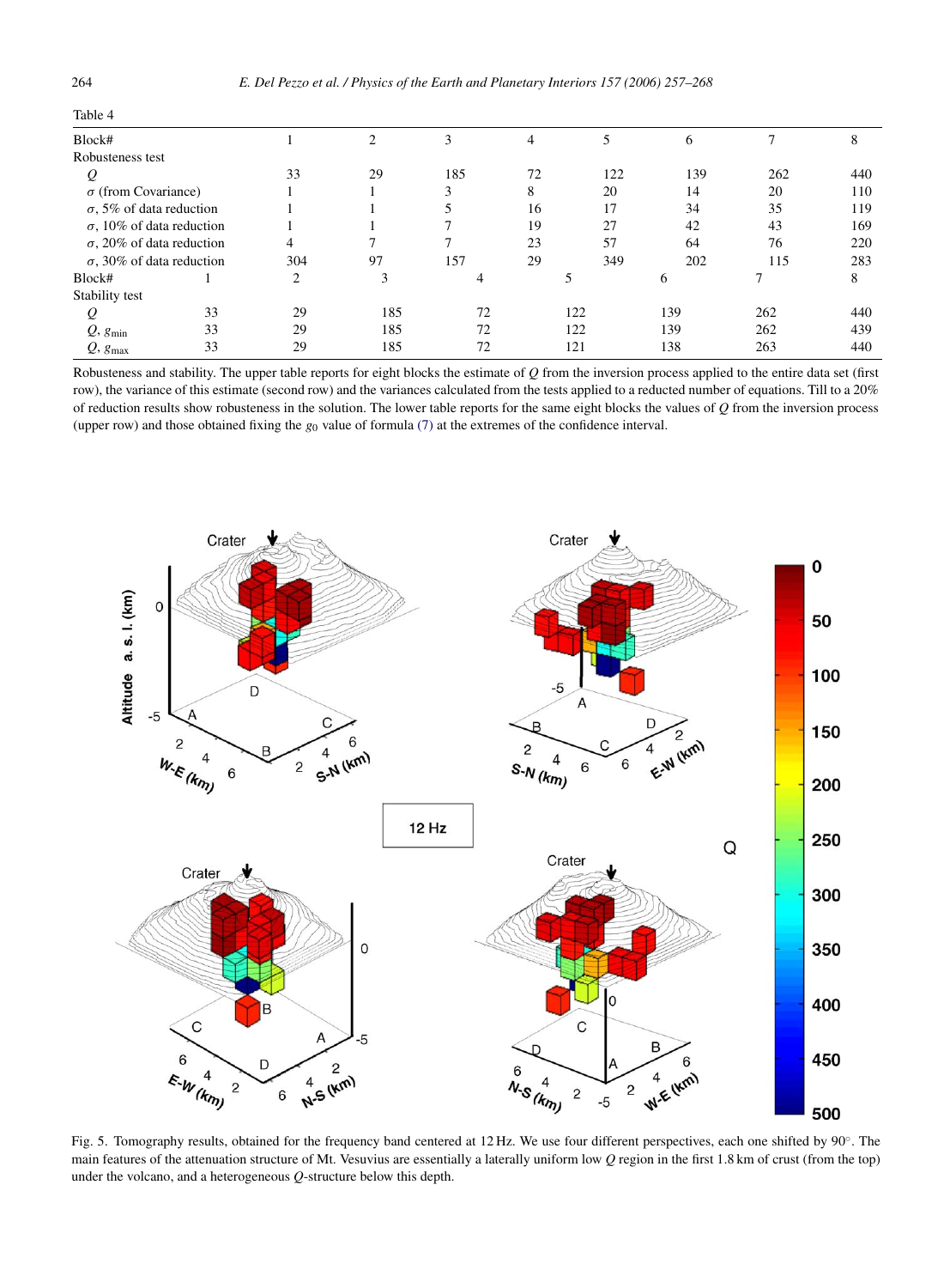Table 4

| Block# | 1 | 2 | 3 | 4 | 5 | 6 | 7 | 8 |
|---|---|---|---|---|---|---|---|---|
| Robusteness test | | | | | | | | |
| $Q$ | 33 | 29 | 185 | 72 | 122 | 139 | 262 | 440 |
| $\sigma$ (from Covariance) | 1 | 1 | 3 | 8 | 20 | 14 | 20 | 110 |
| $\sigma$, 5% of data reduction | 1 | 1 | 5 | 16 | 17 | 34 | 35 | 119 |
| $\sigma$, 10% of data reduction | 1 | 1 | 7 | 19 | 27 | 42 | 43 | 169 |
| $\sigma$, 20% of data reduction | 4 | 7 | 7 | 23 | 57 | 64 | 76 | 220 |
| $\sigma$, 30% of data reduction | 304 | 97 | 157 | 29 | 349 | 202 | 115 | 283 |

| Block# | 1 | 2 | 3 | 4 | 5 | 6 | 7 | 8 |
|---|---|---|---|---|---|---|---|---|
| Stability test | | | | | | | | |
| $Q$ | 33 | 29 | 185 | 72 | 122 | 139 | 262 | 440 |
| $Q$, $g_{min}$ | 33 | 29 | 185 | 72 | 122 | 139 | 262 | 439 |
| $Q$, $g_{max}$ | 33 | 29 | 185 | 72 | 121 | 138 | 263 | 440 |

Robusteness and stability. The upper table reports for eight blocks the estimate of $Q$ from the inversion process applied to the entire data set (first row), the variance of this estimate (second row) and the variances calculated from the tests applied to a reducted number of equations. Till to a 20% of reduction results show robusteness in the solution. The lower table reports for the same eight blocks the values of $Q$ from the inversion process (upper row) and those obtained fixing the $g_0$ value of formula (7) at the extremes of the confidence interval.

Fig. 5. Tomography results, obtained for the frequency band centered at 12 Hz. We use four different perspectives, each one shifted by 90°. The main features of the attenuation structure of Mt. Vesuvius are essentially a laterally uniform low $Q$ region in the first 1.8 km of crust (from the top) under the volcano, and a heterogeneous $Q$-structure below this depth.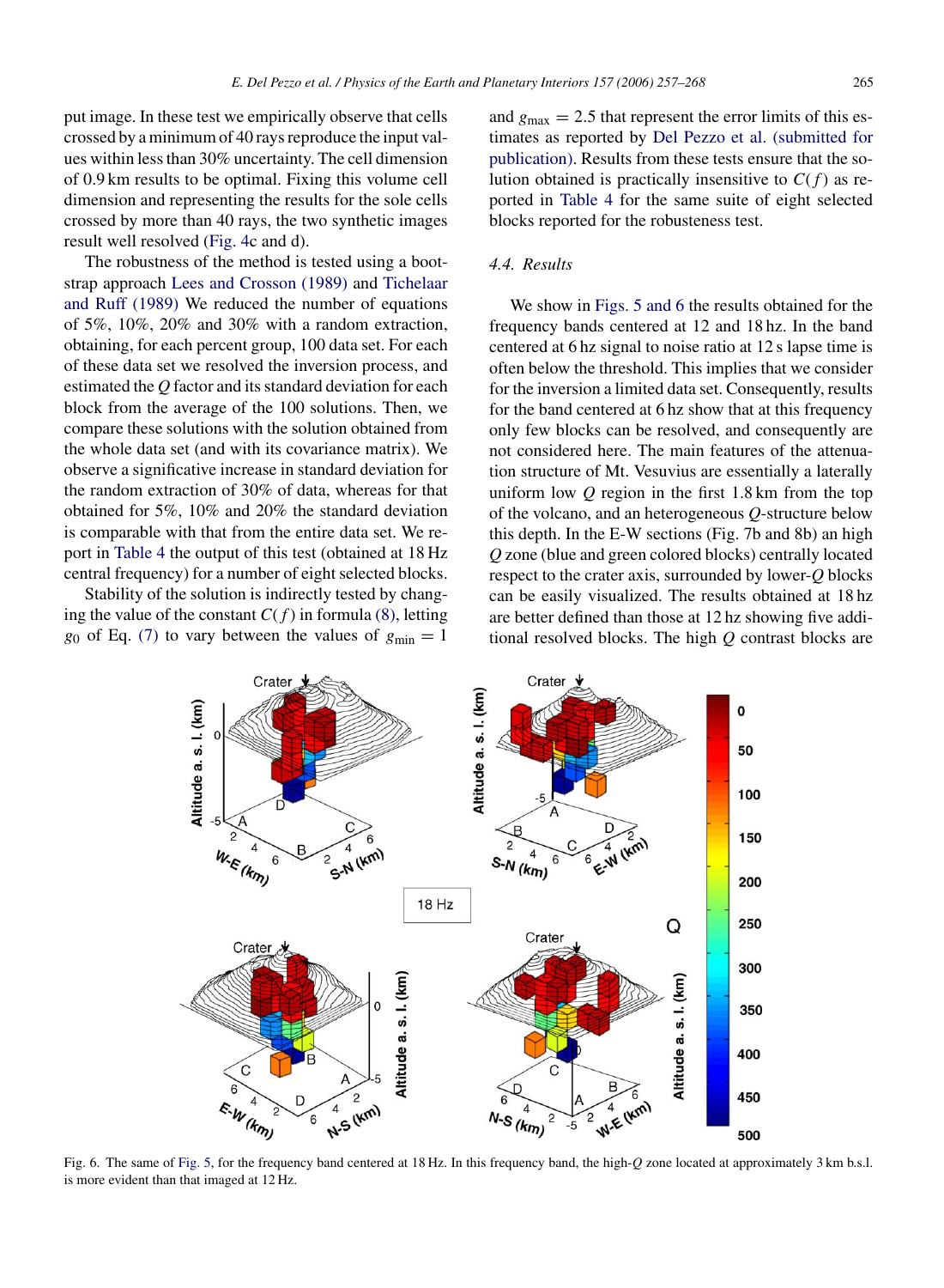put image. In these test we empirically observe that cells crossed by a minimum of 40 rays reproduce the input values within less than 30% uncertainty. The cell dimension of 0.9 km results to be optimal. Fixing this volume cell dimension and representing the results for the sole cells crossed by more than 40 rays, the two synthetic images result well resolved (Fig. 4c and d).

The robustness of the method is tested using a bootstrap approach Lees and Crosson (1989) and Tichelaar and Ruff (1989) We reduced the number of equations of 5%, 10%, 20% and 30% with a random extraction, obtaining, for each percent group, 100 data set. For each of these data set we resolved the inversion process, and estimated the $Q$ factor and its standard deviation for each block from the average of the 100 solutions. Then, we compare these solutions with the solution obtained from the whole data set (and with its covariance matrix). We observe a significative increase in standard deviation for the random extraction of 30% of data, whereas for that obtained for 5%, 10% and 20% the standard deviation is comparable with that from the entire data set. We report in Table 4 the output of this test (obtained at 18 Hz central frequency) for a number of eight selected blocks.

Stability of the solution is indirectly tested by changing the value of the constant $C(f)$ in formula (8), letting $g_0$ of Eq. (7) to vary between the values of $g_{\min} = 1$ and $g_{\max} = 2.5$ that represent the error limits of this estimates as reported by Del Pezzo et al. (submitted for publication). Results from these tests ensure that the solution obtained is practically insensitive to $C(f)$ as reported in Table 4 for the same suite of eight selected blocks reported for the robusteness test.

### 4.4. Results

We show in Figs. 5 and 6 the results obtained for the frequency bands centered at 12 and 18 hz. In the band centered at 6 hz signal to noise ratio at 12 s lapse time is often below the threshold. This implies that we consider for the inversion a limited data set. Consequently, results for the band centered at 6 hz show that at this frequency only few blocks can be resolved, and consequently are not considered here. The main features of the attenuation structure of Mt. Vesuvius are essentially a laterally uniform low $Q$ region in the first 1.8 km from the top of the volcano, and an heterogeneous $Q$-structure below this depth. In the E-W sections (Fig. 7b and 8b) an high $Q$ zone (blue and green colored blocks) centrally located respect to the crater axis, surrounded by lower-$Q$ blocks can be easily visualized. The results obtained at 18 hz are better defined than those at 12 hz showing five additional resolved blocks. The high $Q$ contrast blocks are

Fig. 6. The same of Fig. 5, for the frequency band centered at 18 Hz. In this frequency band, the high-$Q$ zone located at approximately 3 km b.s.l. is more evident than that imaged at 12 Hz.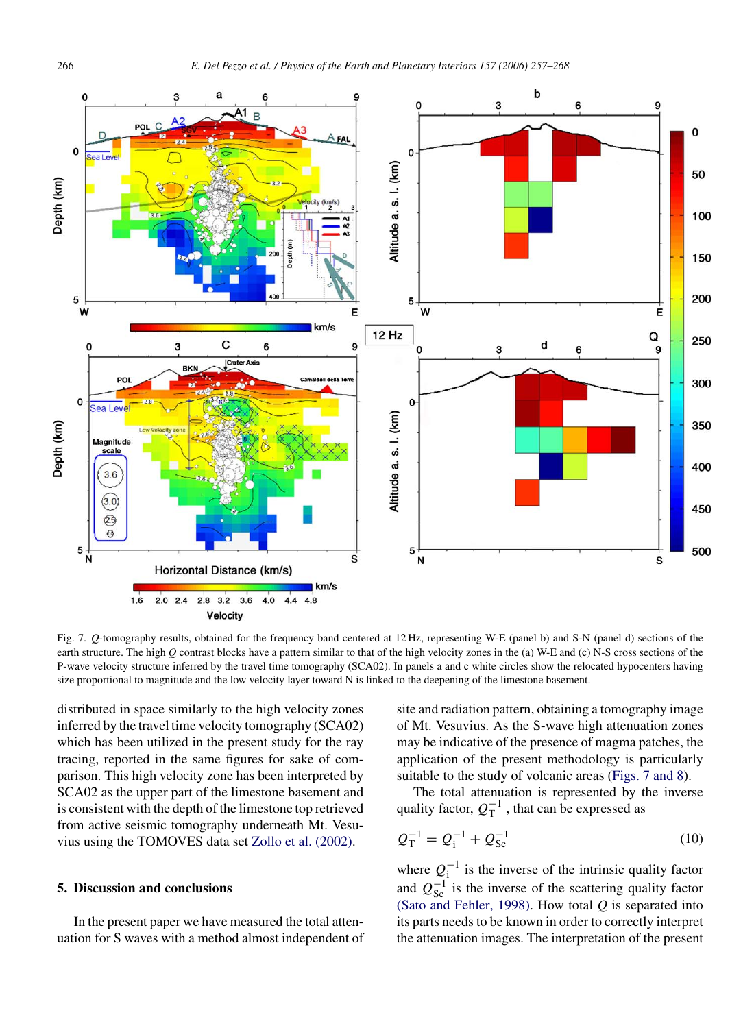Fig. 7. $Q$-tomography results, obtained for the frequency band centered at 12 Hz, representing W-E (panel b) and S-N (panel d) sections of the earth structure. The high $Q$ contrast blocks have a pattern similar to that of the high velocity zones in the (a) W-E and (c) N-S cross sections of the P-wave velocity structure inferred by the travel time tomography (SCA02). In panels a and c white circles show the relocated hypocenters having size proportional to magnitude and the low velocity layer toward N is linked to the deepening of the limestone basement.

distributed in space similarly to the high velocity zones inferred by the travel time velocity tomography (SCA02) which has been utilized in the present study for the ray tracing, reported in the same figures for sake of comparison. This high velocity zone has been interpreted by SCA02 as the upper part of the limestone basement and is consistent with the depth of the limestone top retrieved from active seismic tomography underneath Mt. Vesuvius using the TOMOVES data set Zollo et al. (2002).

## 5. Discussion and conclusions

In the present paper we have measured the total attenuation for S waves with a method almost independent of site and radiation pattern, obtaining a tomography image of Mt. Vesuvius. As the S-wave high attenuation zones may be indicative of the presence of magma patches, the application of the present methodology is particularly suitable to the study of volcanic areas (Figs. 7 and 8).

The total attenuation is represented by the inverse quality factor, $Q_T^{-1}$, that can be expressed as

$$Q_T^{-1} = Q_i^{-1} + Q_{Sc}^{-1} \tag{10}$$

where $Q_i^{-1}$ is the inverse of the intrinsic quality factor and $Q_{Sc}^{-1}$ is the inverse of the scattering quality factor (Sato and Fehler, 1998). How total $Q$ is separated into its parts needs to be known in order to correctly interpret the attenuation images. The interpretation of the present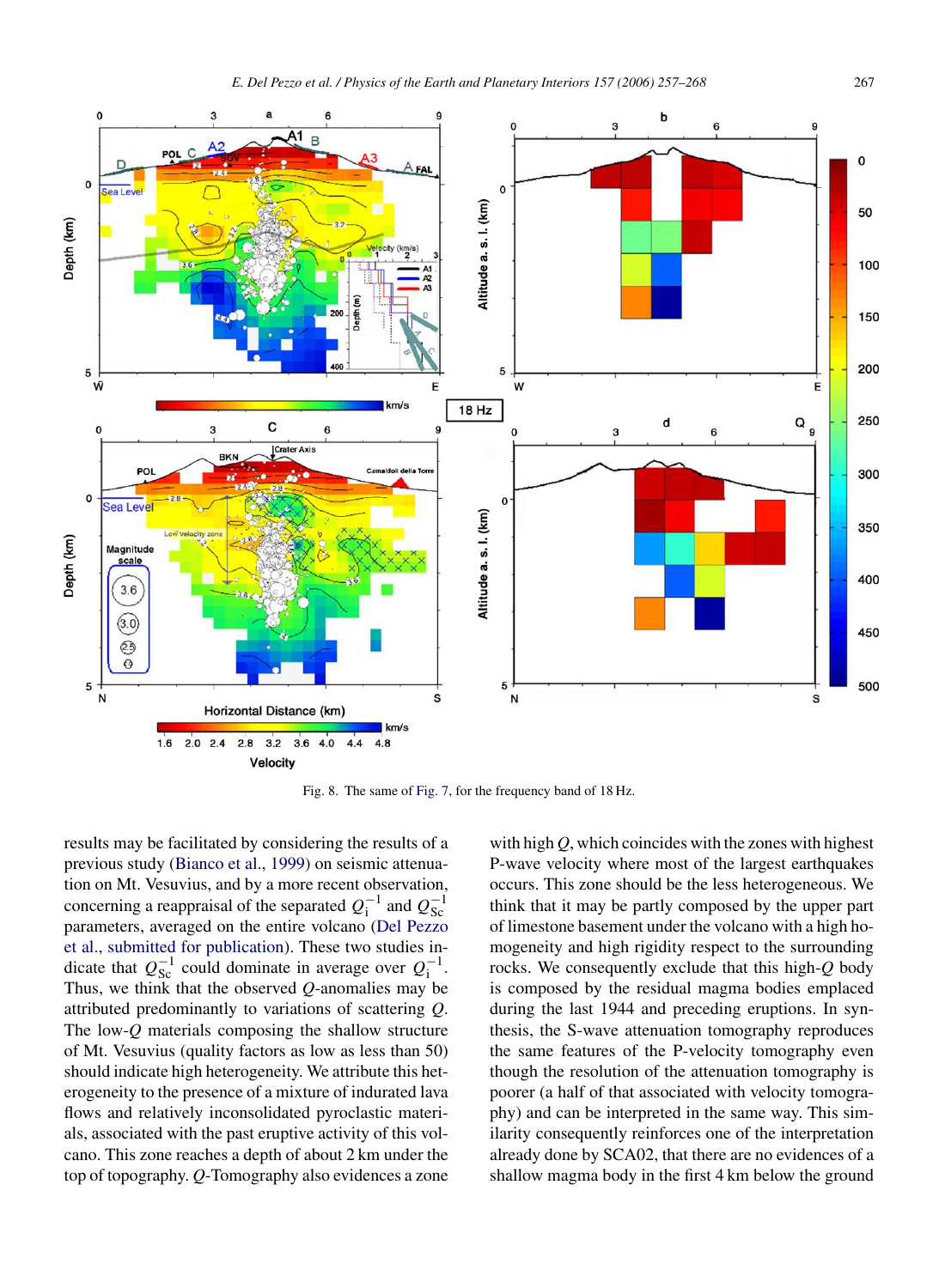Fig. 8. The same of Fig. 7, for the frequency band of 18 Hz.

results may be facilitated by considering the results of a previous study (Bianco et al., 1999) on seismic attenuation on Mt. Vesuvius, and by a more recent observation, concerning a reappraisal of the separated $Q_i^{-1}$ and $Q_{Sc}^{-1}$ parameters, averaged on the entire volcano (Del Pezzo et al., submitted for publication). These two studies indicate that $Q_{Sc}^{-1}$ could dominate in average over $Q_i^{-1}$. Thus, we think that the observed $Q$-anomalies may be attributed predominantly to variations of scattering $Q$. The low-$Q$ materials composing the shallow structure of Mt. Vesuvius (quality factors as low as less than 50) should indicate high heterogeneity. We attribute this heterogeneity to the presence of a mixture of indurated lava flows and relatively inconsolidated pyroclastic materials, associated with the past eruptive activity of this volcano. This zone reaches a depth of about 2 km under the top of topography. $Q$-Tomography also evidences a zone with high $Q$, which coincides with the zones with highest P-wave velocity where most of the largest earthquakes occurs. This zone should be the less heterogeneous. We think that it may be partly composed by the upper part of limestone basement under the volcano with a high homogeneity and high rigidity respect to the surrounding rocks. We consequently exclude that this high-$Q$ body is composed by the residual magma bodies emplaced during the last 1944 and preceding eruptions. In synthesis, the S-wave attenuation tomography reproduces the same features of the P-velocity tomography even though the resolution of the attenuation tomography is poorer (a half of that associated with velocity tomography) and can be interpreted in the same way. This similarity consequently reinforces one of the interpretation already done by SCA02, that there are no evidences of a shallow magma body in the first 4 km below the ground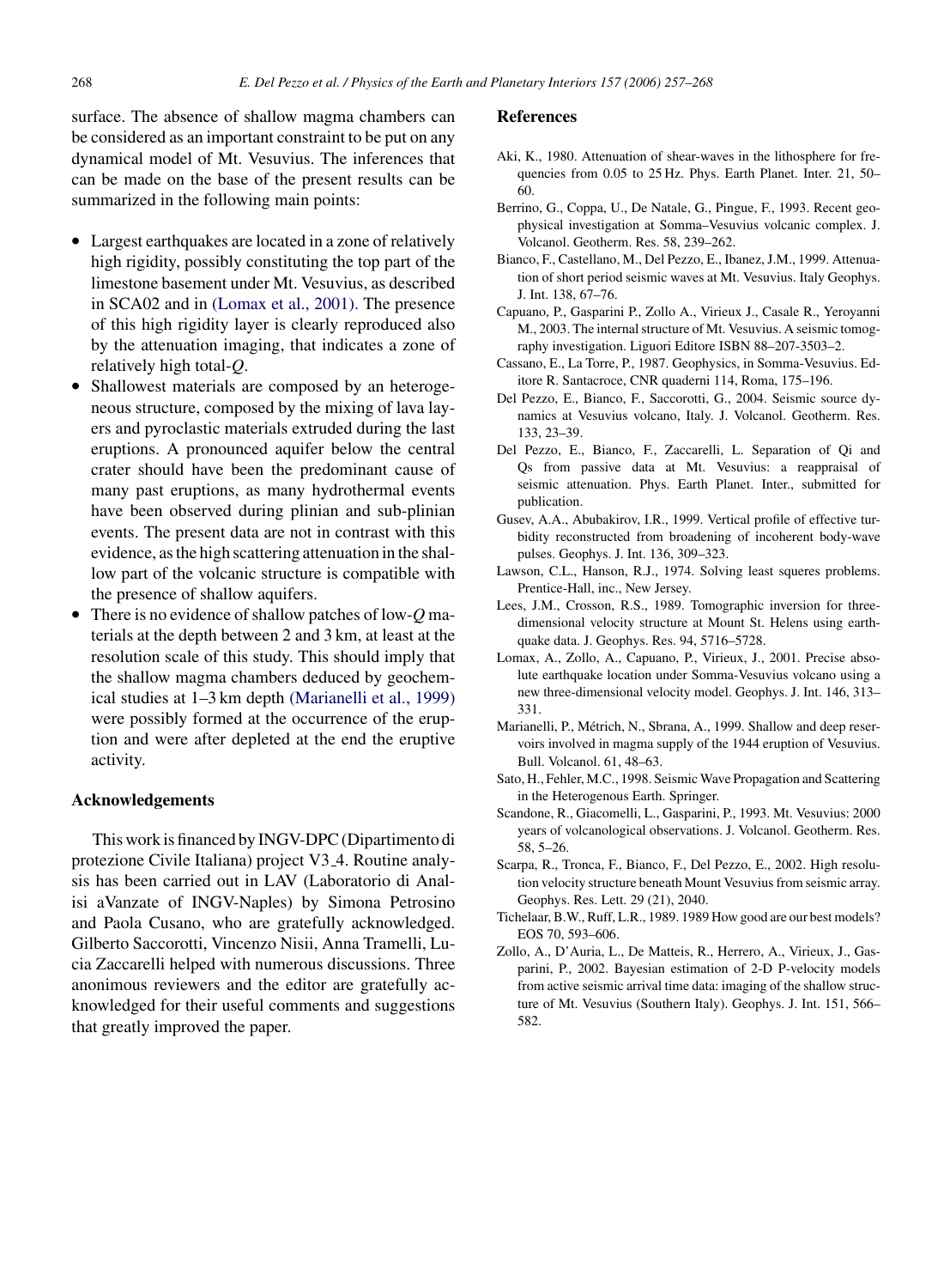surface. The absence of shallow magma chambers can be considered as an important constraint to be put on any dynamical model of Mt. Vesuvius. The inferences that can be made on the base of the present results can be summarized in the following main points:

- Largest earthquakes are located in a zone of relatively high rigidity, possibly constituting the top part of the limestone basement under Mt. Vesuvius, as described in SCA02 and in (Lomax et al., 2001). The presence of this high rigidity layer is clearly reproduced also by the attenuation imaging, that indicates a zone of relatively high total-$Q$.
- Shallowest materials are composed by an heterogeneous structure, composed by the mixing of lava layers and pyroclastic materials extruded during the last eruptions. A pronounced aquifer below the central crater should have been the predominant cause of many past eruptions, as many hydrothermal events have been observed during plinian and sub-plinian events. The present data are not in contrast with this evidence, as the high scattering attenuation in the shallow part of the volcanic structure is compatible with the presence of shallow aquifers.
- There is no evidence of shallow patches of low-$Q$ materials at the depth between 2 and 3 km, at least at the resolution scale of this study. This should imply that the shallow magma chambers deduced by geochemical studies at 1–3 km depth (Marianelli et al., 1999) were possibly formed at the occurrence of the eruption and were after depleted at the end the eruptive activity.

## Acknowledgements

This work is financed by INGV-DPC (Dipartimento di protezione Civile Italiana) project V3_4. Routine analysis has been carried out in LAV (Laboratorio di Analisi aVanzate of INGV-Naples) by Simona Petrosino and Paola Cusano, who are gratefully acknowledged. Gilberto Saccorotti, Vincenzo Nisii, Anna Tramelli, Lucia Zaccarelli helped with numerous discussions. Three anonimous reviewers and the editor are gratefully acknowledged for their useful comments and suggestions that greatly improved the paper.

## References

Aki, K., 1980. Attenuation of shear-waves in the lithosphere for frequencies from 0.05 to 25 Hz. Phys. Earth Planet. Inter. 21, 50–60.

Berrino, G., Coppa, U., De Natale, G., Pingue, F., 1993. Recent geophysical investigation at Somma–Vesuvius volcanic complex. J. Volcanol. Geotherm. Res. 58, 239–262.

Bianco, F., Castellano, M., Del Pezzo, E., Ibanez, J.M., 1999. Attenuation of short period seismic waves at Mt. Vesuvius. Italy Geophys. J. Int. 138, 67–76.

Capuano, P., Gasparini P., Zollo A., Virieux J., Casale R., Yeroyanni M., 2003. The internal structure of Mt. Vesuvius. A seismic tomography investigation. Liguori Editore ISBN 88–207-3503–2.

Cassano, E., La Torre, P., 1987. Geophysics, in Somma-Vesuvius. Editore R. Santacroce, CNR quaderni 114, Roma, 175–196.

Del Pezzo, E., Bianco, F., Saccorotti, G., 2004. Seismic source dynamics at Vesuvius volcano, Italy. J. Volcanol. Geotherm. Res. 133, 23–39.

Del Pezzo, E., Bianco, F., Zaccarelli, L. Separation of Qi and Qs from passive data at Mt. Vesuvius: a reappraisal of seismic attenuation. Phys. Earth Planet. Inter., submitted for publication.

Gusev, A.A., Abubakirov, I.R., 1999. Vertical profile of effective turbidity reconstructed from broadening of incoherent body-wave pulses. Geophys. J. Int. 136, 309–323.

Lawson, C.L., Hanson, R.J., 1974. Solving least squeres problems. Prentice-Hall, inc., New Jersey.

Lees, J.M., Crosson, R.S., 1989. Tomographic inversion for three-dimensional velocity structure at Mount St. Helens using earthquake data. J. Geophys. Res. 94, 5716–5728.

Lomax, A., Zollo, A., Capuano, P., Virieux, J., 2001. Precise absolute earthquake location under Somma-Vesuvius volcano using a new three-dimensional velocity model. Geophys. J. Int. 146, 313–331.

Marianelli, P., Métrich, N., Sbrana, A., 1999. Shallow and deep reservoirs involved in magma supply of the 1944 eruption of Vesuvius. Bull. Volcanol. 61, 48–63.

Sato, H., Fehler, M.C., 1998. Seismic Wave Propagation and Scattering in the Heterogenous Earth. Springer.

Scandone, R., Giacomelli, L., Gasparini, P., 1993. Mt. Vesuvius: 2000 years of volcanological observations. J. Volcanol. Geotherm. Res. 58, 5–26.

Scarpa, R., Tronca, F., Bianco, F., Del Pezzo, E., 2002. High resolution velocity structure beneath Mount Vesuvius from seismic array. Geophys. Res. Lett. 29 (21), 2040.

Tichelaar, B.W., Ruff, L.R., 1989. 1989 How good are our best models? EOS 70, 593–606.

Zollo, A., D'Auria, L., De Matteis, R., Herrero, A., Virieux, J., Gasparini, P., 2002. Bayesian estimation of 2-D P-velocity models from active seismic arrival time data: imaging of the shallow structure of Mt. Vesuvius (Southern Italy). Geophys. J. Int. 151, 566–582.